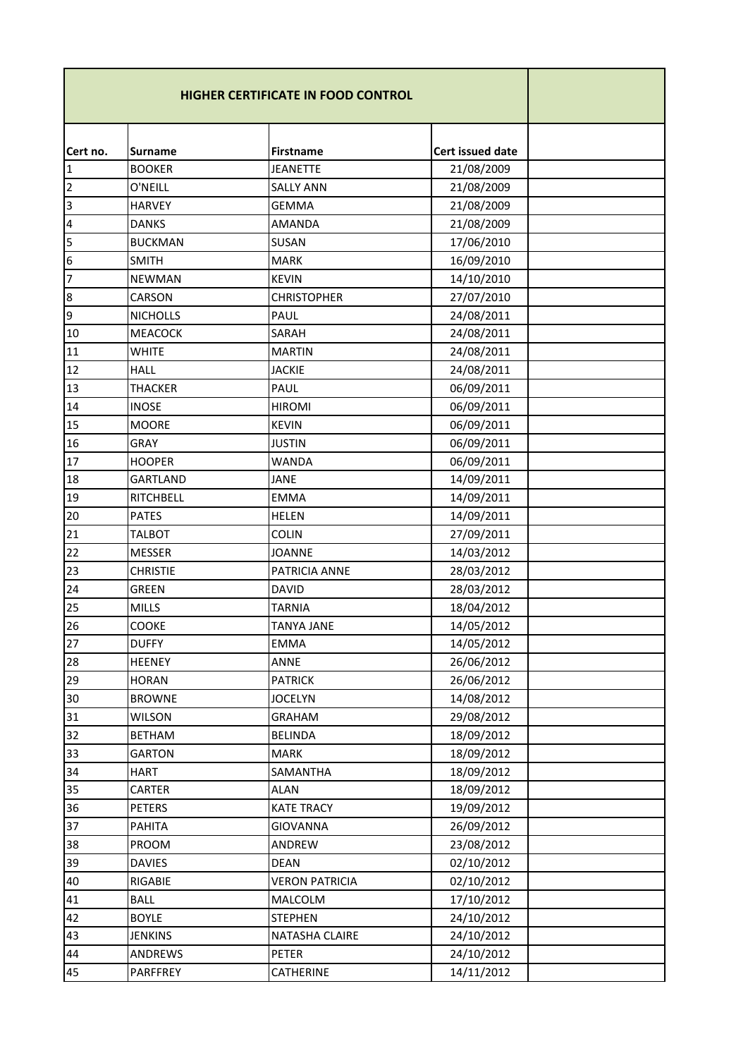## HIGHER CERTIFICATE IN FOOD CONTROL

| Cert no. | Surname | Firstname | Cert issued date | |
|---|---|---|---|---|
| 1 | BOOKER | JEANETTE | 21/08/2009 | |
| 2 | O'NEILL | SALLY ANN | 21/08/2009 | |
| 3 | HARVEY | GEMMA | 21/08/2009 | |
| 4 | DANKS | AMANDA | 21/08/2009 | |
| 5 | BUCKMAN | SUSAN | 17/06/2010 | |
| 6 | SMITH | MARK | 16/09/2010 | |
| 7 | NEWMAN | KEVIN | 14/10/2010 | |
| 8 | CARSON | CHRISTOPHER | 27/07/2010 | |
| 9 | NICHOLLS | PAUL | 24/08/2011 | |
| 10 | MEACOCK | SARAH | 24/08/2011 | |
| 11 | WHITE | MARTIN | 24/08/2011 | |
| 12 | HALL | JACKIE | 24/08/2011 | |
| 13 | THACKER | PAUL | 06/09/2011 | |
| 14 | INOSE | HIROMI | 06/09/2011 | |
| 15 | MOORE | KEVIN | 06/09/2011 | |
| 16 | GRAY | JUSTIN | 06/09/2011 | |
| 17 | HOOPER | WANDA | 06/09/2011 | |
| 18 | GARTLAND | JANE | 14/09/2011 | |
| 19 | RITCHBELL | EMMA | 14/09/2011 | |
| 20 | PATES | HELEN | 14/09/2011 | |
| 21 | TALBOT | COLIN | 27/09/2011 | |
| 22 | MESSER | JOANNE | 14/03/2012 | |
| 23 | CHRISTIE | PATRICIA ANNE | 28/03/2012 | |
| 24 | GREEN | DAVID | 28/03/2012 | |
| 25 | MILLS | TARNIA | 18/04/2012 | |
| 26 | COOKE | TANYA JANE | 14/05/2012 | |
| 27 | DUFFY | EMMA | 14/05/2012 | |
| 28 | HEENEY | ANNE | 26/06/2012 | |
| 29 | HORAN | PATRICK | 26/06/2012 | |
| 30 | BROWNE | JOCELYN | 14/08/2012 | |
| 31 | WILSON | GRAHAM | 29/08/2012 | |
| 32 | BETHAM | BELINDA | 18/09/2012 | |
| 33 | GARTON | MARK | 18/09/2012 | |
| 34 | HART | SAMANTHA | 18/09/2012 | |
| 35 | CARTER | ALAN | 18/09/2012 | |
| 36 | PETERS | KATE TRACY | 19/09/2012 | |
| 37 | PAHITA | GIOVANNA | 26/09/2012 | |
| 38 | PROOM | ANDREW | 23/08/2012 | |
| 39 | DAVIES | DEAN | 02/10/2012 | |
| 40 | RIGABIE | VERON PATRICIA | 02/10/2012 | |
| 41 | BALL | MALCOLM | 17/10/2012 | |
| 42 | BOYLE | STEPHEN | 24/10/2012 | |
| 43 | JENKINS | NATASHA CLAIRE | 24/10/2012 | |
| 44 | ANDREWS | PETER | 24/10/2012 | |
| 45 | PARFFREY | CATHERINE | 14/11/2012 | |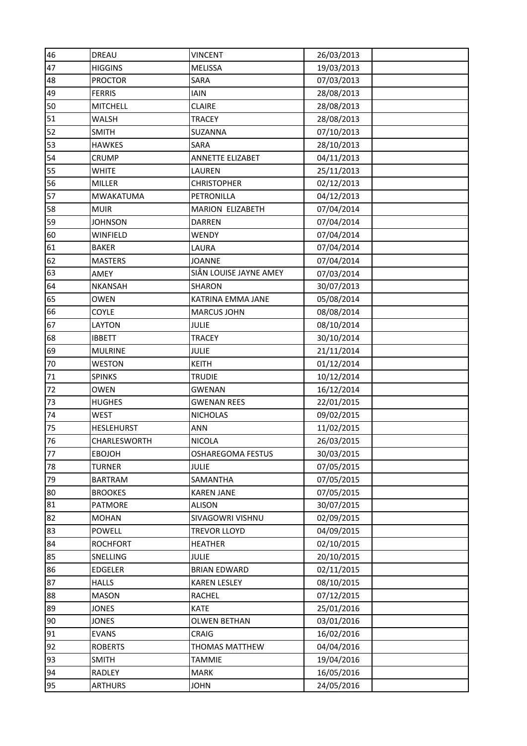|  |  |  |  |  |
|---|---|---|---|---|
| 46 | DREAU | VINCENT | 26/03/2013 |  |
| 47 | HIGGINS | MELISSA | 19/03/2013 |  |
| 48 | PROCTOR | SARA | 07/03/2013 |  |
| 49 | FERRIS | IAIN | 28/08/2013 |  |
| 50 | MITCHELL | CLAIRE | 28/08/2013 |  |
| 51 | WALSH | TRACEY | 28/08/2013 |  |
| 52 | SMITH | SUZANNA | 07/10/2013 |  |
| 53 | HAWKES | SARA | 28/10/2013 |  |
| 54 | CRUMP | ANNETTE ELIZABET | 04/11/2013 |  |
| 55 | WHITE | LAUREN | 25/11/2013 |  |
| 56 | MILLER | CHRISTOPHER | 02/12/2013 |  |
| 57 | MWAKATUMA | PETRONILLA | 04/12/2013 |  |
| 58 | MUIR | MARION ELIZABETH | 07/04/2014 |  |
| 59 | JOHNSON | DARREN | 07/04/2014 |  |
| 60 | WINFIELD | WENDY | 07/04/2014 |  |
| 61 | BAKER | LAURA | 07/04/2014 |  |
| 62 | MASTERS | JOANNE | 07/04/2014 |  |
| 63 | AMEY | SIÂN LOUISE JAYNE AMEY | 07/03/2014 |  |
| 64 | NKANSAH | SHARON | 30/07/2013 |  |
| 65 | OWEN | KATRINA EMMA JANE | 05/08/2014 |  |
| 66 | COYLE | MARCUS JOHN | 08/08/2014 |  |
| 67 | LAYTON | JULIE | 08/10/2014 |  |
| 68 | IBBETT | TRACEY | 30/10/2014 |  |
| 69 | MULRINE | JULIE | 21/11/2014 |  |
| 70 | WESTON | KEITH | 01/12/2014 |  |
| 71 | SPINKS | TRUDIE | 10/12/2014 |  |
| 72 | OWEN | GWENAN | 16/12/2014 |  |
| 73 | HUGHES | GWENAN REES | 22/01/2015 |  |
| 74 | WEST | NICHOLAS | 09/02/2015 |  |
| 75 | HESLEHURST | ANN | 11/02/2015 |  |
| 76 | CHARLESWORTH | NICOLA | 26/03/2015 |  |
| 77 | EBOJOH | OSHAREGOMA FESTUS | 30/03/2015 |  |
| 78 | TURNER | JULIE | 07/05/2015 |  |
| 79 | BARTRAM | SAMANTHA | 07/05/2015 |  |
| 80 | BROOKES | KAREN JANE | 07/05/2015 |  |
| 81 | PATMORE | ALISON | 30/07/2015 |  |
| 82 | MOHAN | SIVAGOWRI VISHNU | 02/09/2015 |  |
| 83 | POWELL | TREVOR LLOYD | 04/09/2015 |  |
| 84 | ROCHFORT | HEATHER | 02/10/2015 |  |
| 85 | SNELLING | JULIE | 20/10/2015 |  |
| 86 | EDGELER | BRIAN EDWARD | 02/11/2015 |  |
| 87 | HALLS | KAREN LESLEY | 08/10/2015 |  |
| 88 | MASON | RACHEL | 07/12/2015 |  |
| 89 | JONES | KATE | 25/01/2016 |  |
| 90 | JONES | OLWEN BETHAN | 03/01/2016 |  |
| 91 | EVANS | CRAIG | 16/02/2016 |  |
| 92 | ROBERTS | THOMAS MATTHEW | 04/04/2016 |  |
| 93 | SMITH | TAMMIE | 19/04/2016 |  |
| 94 | RADLEY | MARK | 16/05/2016 |  |
| 95 | ARTHURS | JOHN | 24/05/2016 |  |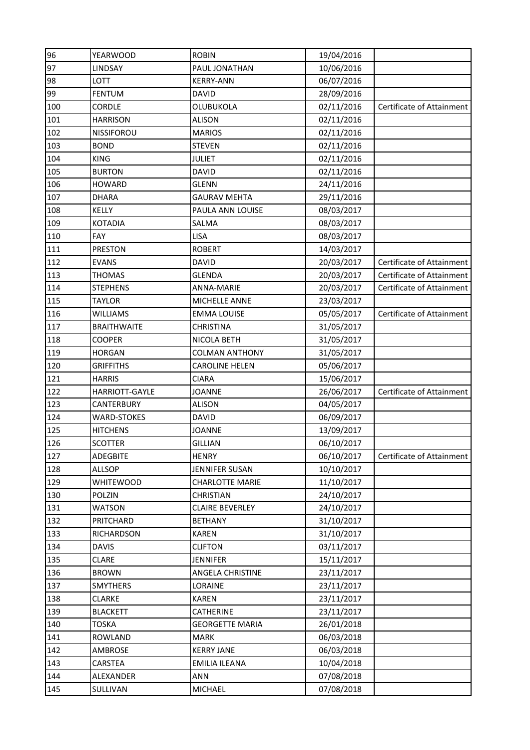| 96 | YEARWOOD | ROBIN | 19/04/2016 | |
|---|---|---|---|---|
| 97 | LINDSAY | PAUL JONATHAN | 10/06/2016 | |
| 98 | LOTT | KERRY-ANN | 06/07/2016 | |
| 99 | FENTUM | DAVID | 28/09/2016 | |
| 100 | CORDLE | OLUBUKOLA | 02/11/2016 | Certificate of Attainment |
| 101 | HARRISON | ALISON | 02/11/2016 | |
| 102 | NISSIFOROU | MARIOS | 02/11/2016 | |
| 103 | BOND | STEVEN | 02/11/2016 | |
| 104 | KING | JULIET | 02/11/2016 | |
| 105 | BURTON | DAVID | 02/11/2016 | |
| 106 | HOWARD | GLENN | 24/11/2016 | |
| 107 | DHARA | GAURAV MEHTA | 29/11/2016 | |
| 108 | KELLY | PAULA ANN LOUISE | 08/03/2017 | |
| 109 | KOTADIA | SALMA | 08/03/2017 | |
| 110 | FAY | LISA | 08/03/2017 | |
| 111 | PRESTON | ROBERT | 14/03/2017 | |
| 112 | EVANS | DAVID | 20/03/2017 | Certificate of Attainment |
| 113 | THOMAS | GLENDA | 20/03/2017 | Certificate of Attainment |
| 114 | STEPHENS | ANNA-MARIE | 20/03/2017 | Certificate of Attainment |
| 115 | TAYLOR | MICHELLE ANNE | 23/03/2017 | |
| 116 | WILLIAMS | EMMA LOUISE | 05/05/2017 | Certificate of Attainment |
| 117 | BRAITHWAITE | CHRISTINA | 31/05/2017 | |
| 118 | COOPER | NICOLA BETH | 31/05/2017 | |
| 119 | HORGAN | COLMAN ANTHONY | 31/05/2017 | |
| 120 | GRIFFITHS | CAROLINE HELEN | 05/06/2017 | |
| 121 | HARRIS | CIARA | 15/06/2017 | |
| 122 | HARRIOTT-GAYLE | JOANNE | 26/06/2017 | Certificate of Attainment |
| 123 | CANTERBURY | ALISON | 04/05/2017 | |
| 124 | WARD-STOKES | DAVID | 06/09/2017 | |
| 125 | HITCHENS | JOANNE | 13/09/2017 | |
| 126 | SCOTTER | GILLIAN | 06/10/2017 | |
| 127 | ADEGBITE | HENRY | 06/10/2017 | Certificate of Attainment |
| 128 | ALLSOP | JENNIFER SUSAN | 10/10/2017 | |
| 129 | WHITEWOOD | CHARLOTTE MARIE | 11/10/2017 | |
| 130 | POLZIN | CHRISTIAN | 24/10/2017 | |
| 131 | WATSON | CLAIRE BEVERLEY | 24/10/2017 | |
| 132 | PRITCHARD | BETHANY | 31/10/2017 | |
| 133 | RICHARDSON | KAREN | 31/10/2017 | |
| 134 | DAVIS | CLIFTON | 03/11/2017 | |
| 135 | CLARE | JENNIFER | 15/11/2017 | |
| 136 | BROWN | ANGELA CHRISTINE | 23/11/2017 | |
| 137 | SMYTHERS | LORAINE | 23/11/2017 | |
| 138 | CLARKE | KAREN | 23/11/2017 | |
| 139 | BLACKETT | CATHERINE | 23/11/2017 | |
| 140 | TOSKA | GEORGETTE MARIA | 26/01/2018 | |
| 141 | ROWLAND | MARK | 06/03/2018 | |
| 142 | AMBROSE | KERRY JANE | 06/03/2018 | |
| 143 | CARSTEA | EMILIA ILEANA | 10/04/2018 | |
| 144 | ALEXANDER | ANN | 07/08/2018 | |
| 145 | SULLIVAN | MICHAEL | 07/08/2018 | |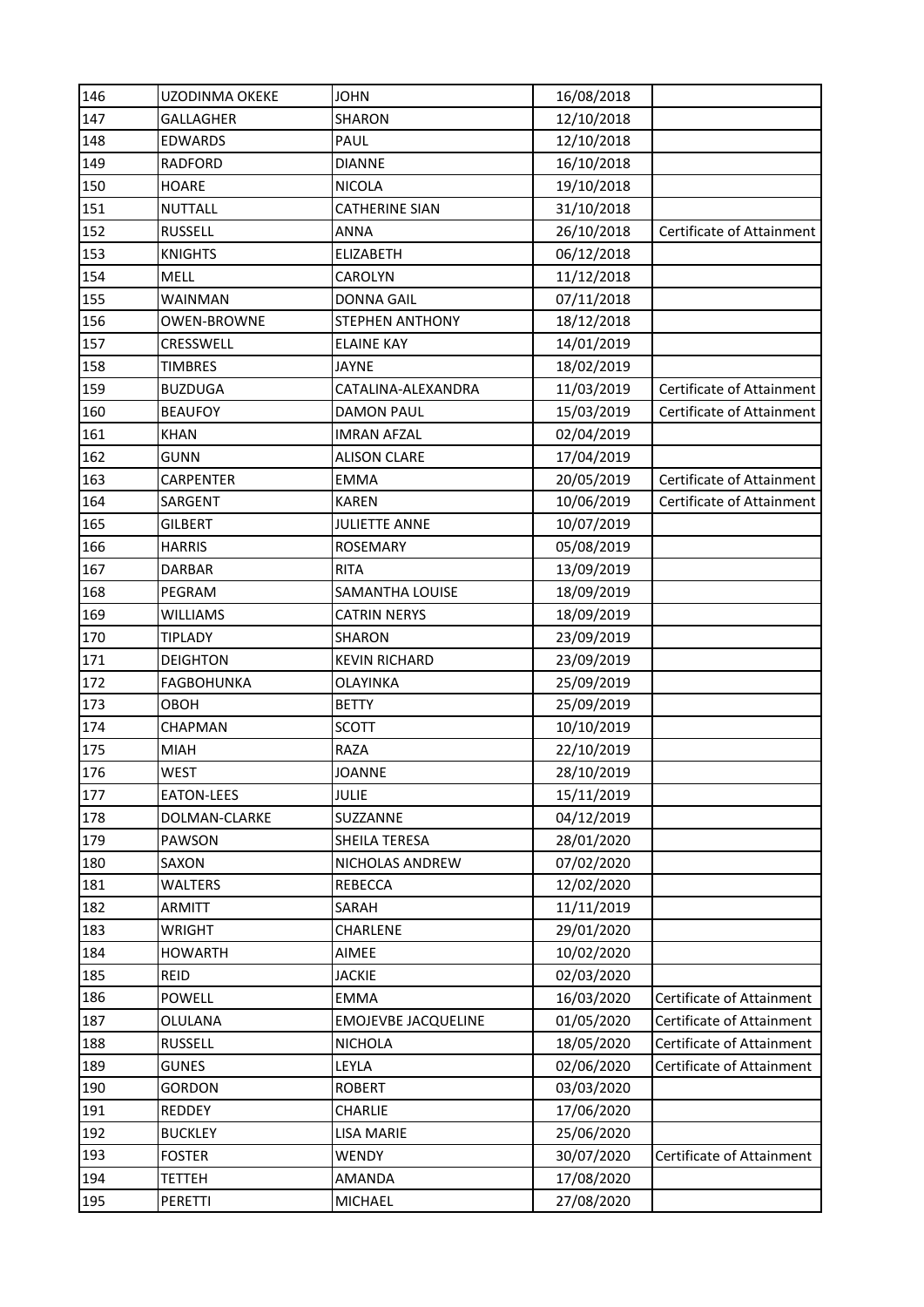| 146 | UZODINMA OKEKE | JOHN | 16/08/2018 | |
|---|---|---|---|---|
| 147 | GALLAGHER | SHARON | 12/10/2018 | |
| 148 | EDWARDS | PAUL | 12/10/2018 | |
| 149 | RADFORD | DIANNE | 16/10/2018 | |
| 150 | HOARE | NICOLA | 19/10/2018 | |
| 151 | NUTTALL | CATHERINE SIAN | 31/10/2018 | |
| 152 | RUSSELL | ANNA | 26/10/2018 | Certificate of Attainment |
| 153 | KNIGHTS | ELIZABETH | 06/12/2018 | |
| 154 | MELL | CAROLYN | 11/12/2018 | |
| 155 | WAINMAN | DONNA GAIL | 07/11/2018 | |
| 156 | OWEN-BROWNE | STEPHEN ANTHONY | 18/12/2018 | |
| 157 | CRESSWELL | ELAINE KAY | 14/01/2019 | |
| 158 | TIMBRES | JAYNE | 18/02/2019 | |
| 159 | BUZDUGA | CATALINA-ALEXANDRA | 11/03/2019 | Certificate of Attainment |
| 160 | BEAUFOY | DAMON PAUL | 15/03/2019 | Certificate of Attainment |
| 161 | KHAN | IMRAN AFZAL | 02/04/2019 | |
| 162 | GUNN | ALISON CLARE | 17/04/2019 | |
| 163 | CARPENTER | EMMA | 20/05/2019 | Certificate of Attainment |
| 164 | SARGENT | KAREN | 10/06/2019 | Certificate of Attainment |
| 165 | GILBERT | JULIETTE ANNE | 10/07/2019 | |
| 166 | HARRIS | ROSEMARY | 05/08/2019 | |
| 167 | DARBAR | RITA | 13/09/2019 | |
| 168 | PEGRAM | SAMANTHA LOUISE | 18/09/2019 | |
| 169 | WILLIAMS | CATRIN NERYS | 18/09/2019 | |
| 170 | TIPLADY | SHARON | 23/09/2019 | |
| 171 | DEIGHTON | KEVIN RICHARD | 23/09/2019 | |
| 172 | FAGBOHUNKA | OLAYINKA | 25/09/2019 | |
| 173 | OBOH | BETTY | 25/09/2019 | |
| 174 | CHAPMAN | SCOTT | 10/10/2019 | |
| 175 | MIAH | RAZA | 22/10/2019 | |
| 176 | WEST | JOANNE | 28/10/2019 | |
| 177 | EATON-LEES | JULIE | 15/11/2019 | |
| 178 | DOLMAN-CLARKE | SUZZANNE | 04/12/2019 | |
| 179 | PAWSON | SHEILA TERESA | 28/01/2020 | |
| 180 | SAXON | NICHOLAS ANDREW | 07/02/2020 | |
| 181 | WALTERS | REBECCA | 12/02/2020 | |
| 182 | ARMITT | SARAH | 11/11/2019 | |
| 183 | WRIGHT | CHARLENE | 29/01/2020 | |
| 184 | HOWARTH | AIMEE | 10/02/2020 | |
| 185 | REID | JACKIE | 02/03/2020 | |
| 186 | POWELL | EMMA | 16/03/2020 | Certificate of Attainment |
| 187 | OLULANA | EMOJEVBE JACQUELINE | 01/05/2020 | Certificate of Attainment |
| 188 | RUSSELL | NICHOLA | 18/05/2020 | Certificate of Attainment |
| 189 | GUNES | LEYLA | 02/06/2020 | Certificate of Attainment |
| 190 | GORDON | ROBERT | 03/03/2020 | |
| 191 | REDDEY | CHARLIE | 17/06/2020 | |
| 192 | BUCKLEY | LISA MARIE | 25/06/2020 | |
| 193 | FOSTER | WENDY | 30/07/2020 | Certificate of Attainment |
| 194 | TETTEH | AMANDA | 17/08/2020 | |
| 195 | PERETTI | MICHAEL | 27/08/2020 | |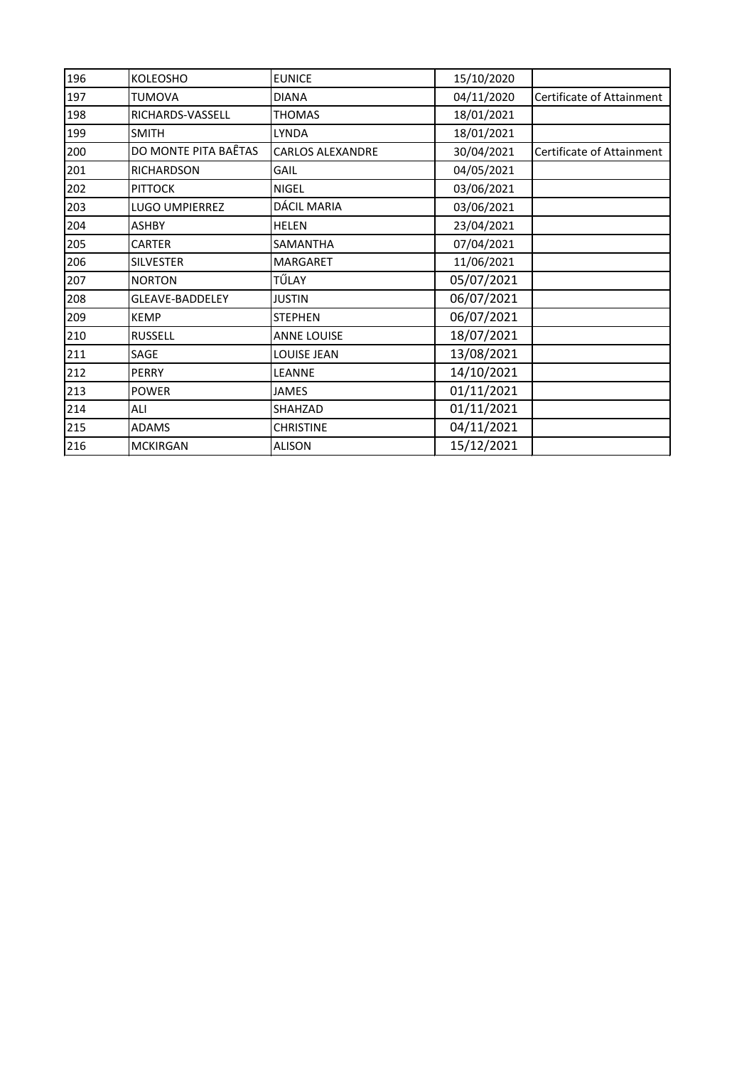| | | | | |
|---|---|---|---|---|
| 196 | KOLEOSHO | EUNICE | 15/10/2020 | |
| 197 | TUMOVA | DIANA | 04/11/2020 | Certificate of Attainment |
| 198 | RICHARDS-VASSELL | THOMAS | 18/01/2021 | |
| 199 | SMITH | LYNDA | 18/01/2021 | |
| 200 | DO MONTE PITA BAÊTAS | CARLOS ALEXANDRE | 30/04/2021 | Certificate of Attainment |
| 201 | RICHARDSON | GAIL | 04/05/2021 | |
| 202 | PITTOCK | NIGEL | 03/06/2021 | |
| 203 | LUGO UMPIERREZ | DÁCIL MARIA | 03/06/2021 | |
| 204 | ASHBY | HELEN | 23/04/2021 | |
| 205 | CARTER | SAMANTHA | 07/04/2021 | |
| 206 | SILVESTER | MARGARET | 11/06/2021 | |
| 207 | NORTON | TŰLAY | 05/07/2021 | |
| 208 | GLEAVE-BADDELEY | JUSTIN | 06/07/2021 | |
| 209 | KEMP | STEPHEN | 06/07/2021 | |
| 210 | RUSSELL | ANNE LOUISE | 18/07/2021 | |
| 211 | SAGE | LOUISE JEAN | 13/08/2021 | |
| 212 | PERRY | LEANNE | 14/10/2021 | |
| 213 | POWER | JAMES | 01/11/2021 | |
| 214 | ALI | SHAHZAD | 01/11/2021 | |
| 215 | ADAMS | CHRISTINE | 04/11/2021 | |
| 216 | MCKIRGAN | ALISON | 15/12/2021 | |